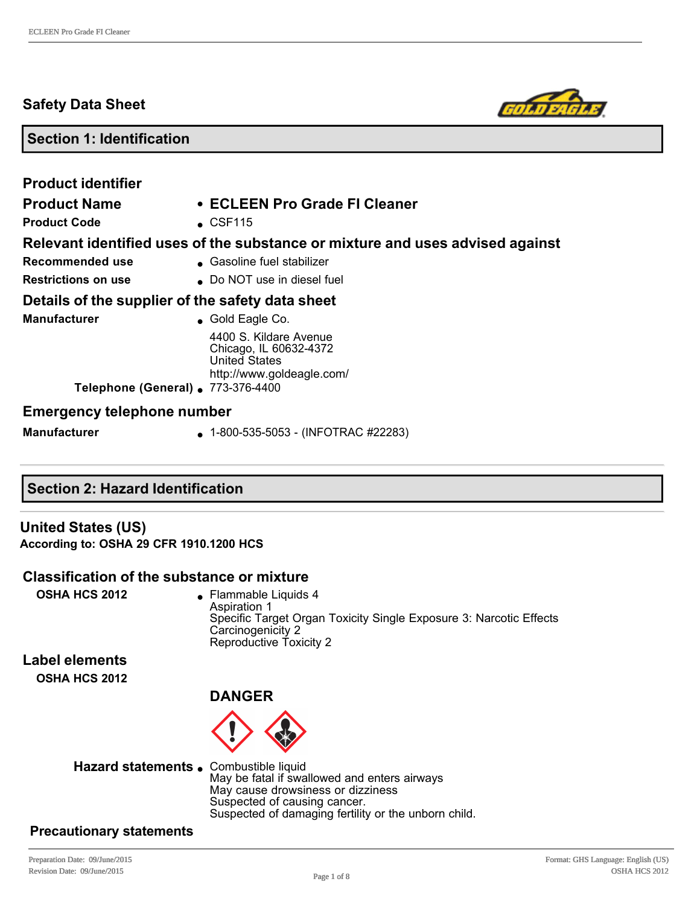## Safety Data Sheet

## Section 1: Identification

### Product identifier

| | |
|---|---|
| **Product Name** | • **ECLEEN Pro Grade FI Cleaner** |
| **Product Code** | • CSF115 |

### Relevant identified uses of the substance or mixture and uses advised against

| | |
|---|---|
| **Recommended use** | • Gasoline fuel stabilizer |
| **Restrictions on use** | • Do NOT use in diesel fuel |

### Details of the supplier of the safety data sheet

| | |
|---|---|
| **Manufacturer** | • Gold Eagle Co.<br>4400 S. Kildare Avenue<br>Chicago, IL 60632-4372<br>United States<br>http://www.goldeagle.com/ |
| **Telephone (General)** | • 773-376-4400 |

### Emergency telephone number

| | |
|---|---|
| **Manufacturer** | • 1-800-535-5053 - (INFOTRAC #22283) |

## Section 2: Hazard Identification

### United States (US)

**According to: OSHA 29 CFR 1910.1200 HCS**

### Classification of the substance or mixture

**OSHA HCS 2012**
- Flammable Liquids 4
- Aspiration 1
- Specific Target Organ Toxicity Single Exposure 3: Narcotic Effects
- Carcinogenicity 2
- Reproductive Toxicity 2

### Label elements

**OSHA HCS 2012**

**DANGER**

**Hazard statements**
- Combustible liquid
- May be fatal if swallowed and enters airways
- May cause drowsiness or dizziness
- Suspected of causing cancer.
- Suspected of damaging fertility or the unborn child.

### Precautionary statements

Preparation Date: 09/June/2015
Revision Date: 09/June/2015
Format: GHS Language: English (US)
OSHA HCS 2012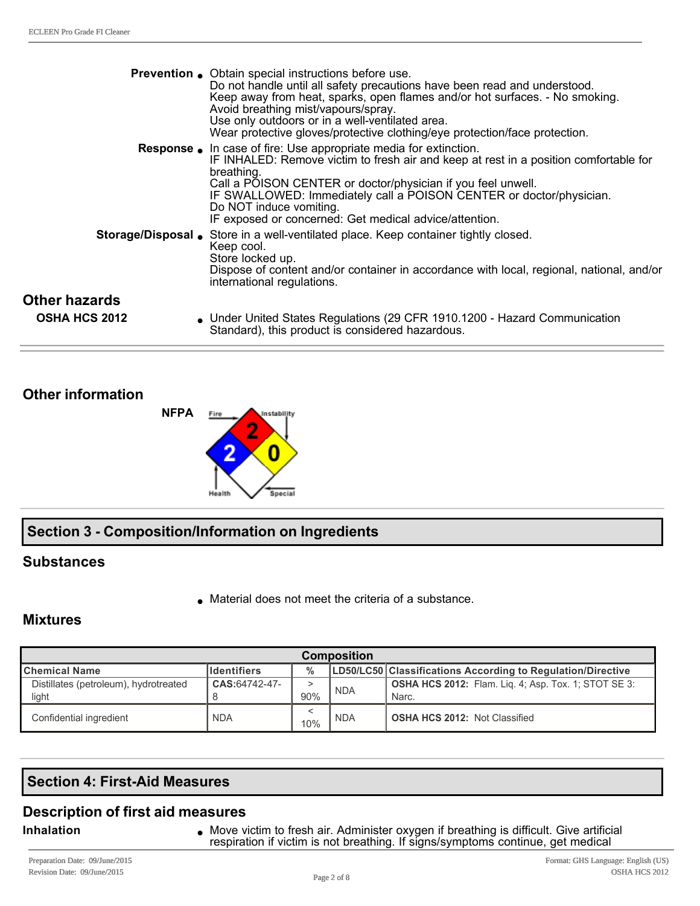**Prevention**
- Obtain special instructions before use.
  Do not handle until all safety precautions have been read and understood.
  Keep away from heat, sparks, open flames and/or hot surfaces. - No smoking.
  Avoid breathing mist/vapours/spray.
  Use only outdoors or in a well-ventilated area.
  Wear protective gloves/protective clothing/eye protection/face protection.

**Response**
- In case of fire: Use appropriate media for extinction.
  IF INHALED: Remove victim to fresh air and keep at rest in a position comfortable for breathing.
  Call a POISON CENTER or doctor/physician if you feel unwell.
  IF SWALLOWED: Immediately call a POISON CENTER or doctor/physician.
  Do NOT induce vomiting.
  IF exposed or concerned: Get medical advice/attention.

**Storage/Disposal**
- Store in a well-ventilated place. Keep container tightly closed.
  Keep cool.
  Store locked up.
  Dispose of content and/or container in accordance with local, regional, national, and/or international regulations.

## Other hazards

**OSHA HCS 2012**
- Under United States Regulations (29 CFR 1910.1200 - Hazard Communication Standard), this product is considered hazardous.

## Other information

**NFPA**

Fire: 2, Health: 2, Instability: 0, Special:

# Section 3 - Composition/Information on Ingredients

## Substances

- Material does not meet the criteria of a substance.

## Mixtures

| Composition | | | | |
|---|---|---|---|---|
| **Chemical Name** | **Identifiers** | **%** | **LD50/LC50** | **Classifications According to Regulation/Directive** |
| Distillates (petroleum), hydrotreated light | CAS:64742-47-8 | > 90% | NDA | **OSHA HCS 2012:** Flam. Liq. 4; Asp. Tox. 1; STOT SE 3: Narc. |
| Confidential ingredient | NDA | < 10% | NDA | **OSHA HCS 2012:** Not Classified |

# Section 4: First-Aid Measures

## Description of first aid measures

**Inhalation**
- Move victim to fresh air. Administer oxygen if breathing is difficult. Give artificial respiration if victim is not breathing. If signs/symptoms continue, get medical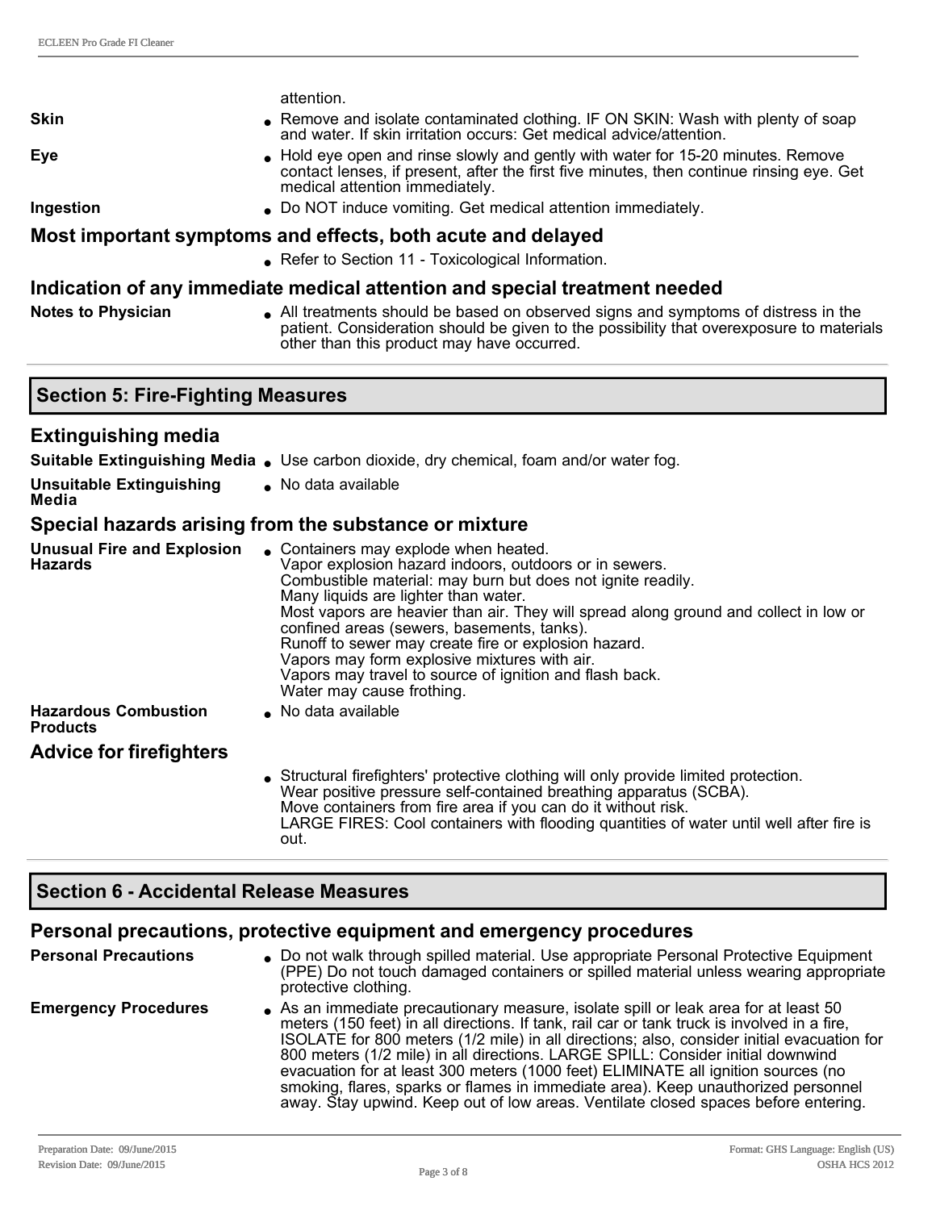attention.

**Skin**
- Remove and isolate contaminated clothing. IF ON SKIN: Wash with plenty of soap and water. If skin irritation occurs: Get medical advice/attention.

**Eye**
- Hold eye open and rinse slowly and gently with water for 15-20 minutes. Remove contact lenses, if present, after the first five minutes, then continue rinsing eye. Get medical attention immediately.

**Ingestion**
- Do NOT induce vomiting. Get medical attention immediately.

### Most important symptoms and effects, both acute and delayed

- Refer to Section 11 - Toxicological Information.

### Indication of any immediate medical attention and special treatment needed

**Notes to Physician**
- All treatments should be based on observed signs and symptoms of distress in the patient. Consideration should be given to the possibility that overexposure to materials other than this product may have occurred.

## Section 5: Fire-Fighting Measures

### Extinguishing media

**Suitable Extinguishing Media**
- Use carbon dioxide, dry chemical, foam and/or water fog.

**Unsuitable Extinguishing Media**
- No data available

### Special hazards arising from the substance or mixture

**Unusual Fire and Explosion Hazards**
- Containers may explode when heated.
  Vapor explosion hazard indoors, outdoors or in sewers.
  Combustible material: may burn but does not ignite readily.
  Many liquids are lighter than water.
  Most vapors are heavier than air. They will spread along ground and collect in low or confined areas (sewers, basements, tanks).
  Runoff to sewer may create fire or explosion hazard.
  Vapors may form explosive mixtures with air.
  Vapors may travel to source of ignition and flash back.
  Water may cause frothing.

**Hazardous Combustion Products**
- No data available

### Advice for firefighters

- Structural firefighters' protective clothing will only provide limited protection.
  Wear positive pressure self-contained breathing apparatus (SCBA).
  Move containers from fire area if you can do it without risk.
  LARGE FIRES: Cool containers with flooding quantities of water until well after fire is out.

## Section 6 - Accidental Release Measures

### Personal precautions, protective equipment and emergency procedures

**Personal Precautions**
- Do not walk through spilled material. Use appropriate Personal Protective Equipment (PPE) Do not touch damaged containers or spilled material unless wearing appropriate protective clothing.

**Emergency Procedures**
- As an immediate precautionary measure, isolate spill or leak area for at least 50 meters (150 feet) in all directions. If tank, rail car or tank truck is involved in a fire, ISOLATE for 800 meters (1/2 mile) in all directions; also, consider initial evacuation for 800 meters (1/2 mile) in all directions. LARGE SPILL: Consider initial downwind evacuation for at least 300 meters (1000 feet) ELIMINATE all ignition sources (no smoking, flares, sparks or flames in immediate area). Keep unauthorized personnel away. Stay upwind. Keep out of low areas. Ventilate closed spaces before entering.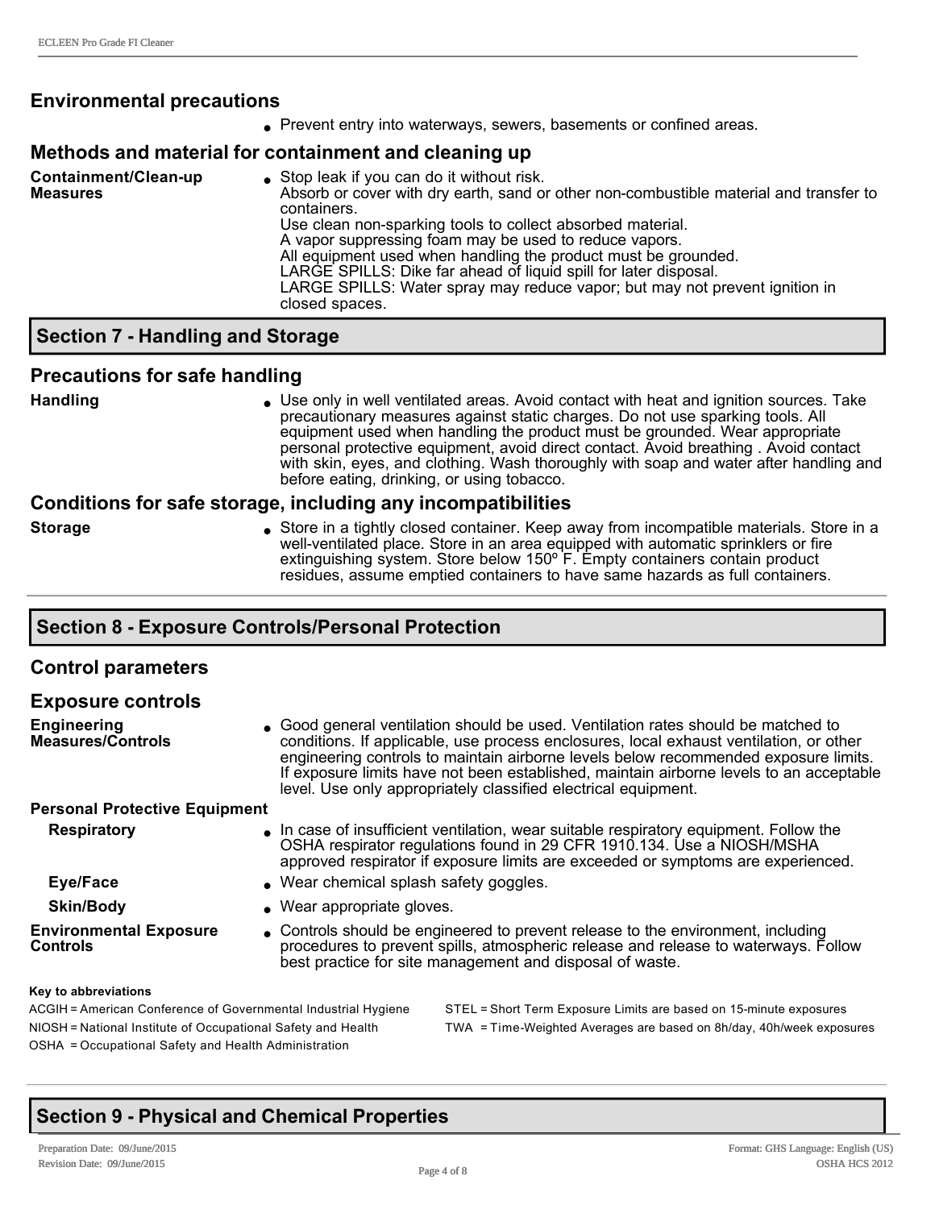### Environmental precautions

- Prevent entry into waterways, sewers, basements or confined areas.

### Methods and material for containment and cleaning up

**Containment/Clean-up Measures**

- Stop leak if you can do it without risk.
  Absorb or cover with dry earth, sand or other non-combustible material and transfer to containers.
  Use clean non-sparking tools to collect absorbed material.
  A vapor suppressing foam may be used to reduce vapors.
  All equipment used when handling the product must be grounded.
  LARGE SPILLS: Dike far ahead of liquid spill for later disposal.
  LARGE SPILLS: Water spray may reduce vapor; but may not prevent ignition in closed spaces.

## Section 7 - Handling and Storage

### Precautions for safe handling

**Handling**

- Use only in well ventilated areas. Avoid contact with heat and ignition sources. Take precautionary measures against static charges. Do not use sparking tools. All equipment used when handling the product must be grounded. Wear appropriate personal protective equipment, avoid direct contact. Avoid breathing . Avoid contact with skin, eyes, and clothing. Wash thoroughly with soap and water after handling and before eating, drinking, or using tobacco.

### Conditions for safe storage, including any incompatibilities

**Storage**

- Store in a tightly closed container. Keep away from incompatible materials. Store in a well-ventilated place. Store in an area equipped with automatic sprinklers or fire extinguishing system. Store below 150º F. Empty containers contain product residues, assume emptied containers to have same hazards as full containers.

## Section 8 - Exposure Controls/Personal Protection

### Control parameters

### Exposure controls

**Engineering Measures/Controls**

- Good general ventilation should be used. Ventilation rates should be matched to conditions. If applicable, use process enclosures, local exhaust ventilation, or other engineering controls to maintain airborne levels below recommended exposure limits. If exposure limits have not been established, maintain airborne levels to an acceptable level. Use only appropriately classified electrical equipment.

**Personal Protective Equipment**

**Respiratory**

- In case of insufficient ventilation, wear suitable respiratory equipment. Follow the OSHA respirator regulations found in 29 CFR 1910.134. Use a NIOSH/MSHA approved respirator if exposure limits are exceeded or symptoms are experienced.

**Eye/Face**

- Wear chemical splash safety goggles.

**Skin/Body**

- Wear appropriate gloves.

**Environmental Exposure Controls**

- Controls should be engineered to prevent release to the environment, including procedures to prevent spills, atmospheric release and release to waterways. Follow best practice for site management and disposal of waste.

**Key to abbreviations**

ACGIH = American Conference of Governmental Industrial Hygiene
NIOSH = National Institute of Occupational Safety and Health
OSHA = Occupational Safety and Health Administration
STEL = Short Term Exposure Limits are based on 15-minute exposures
TWA = Time-Weighted Averages are based on 8h/day, 40h/week exposures

## Section 9 - Physical and Chemical Properties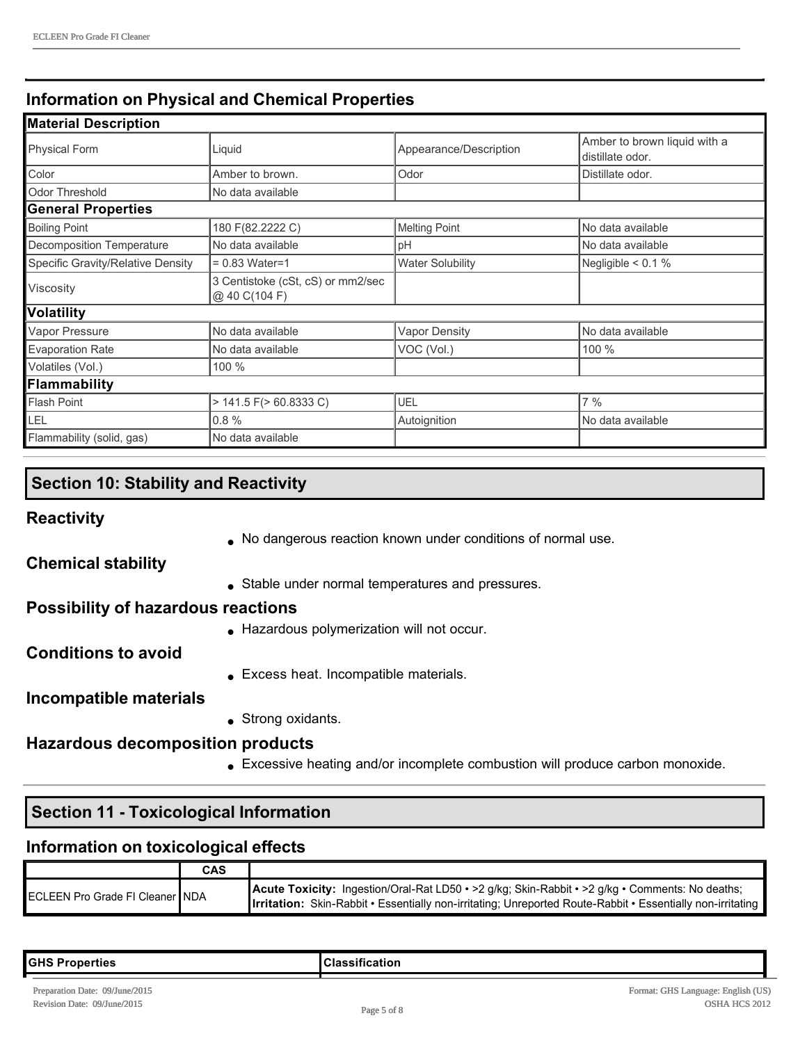## Information on Physical and Chemical Properties

| Material Description | | | |
|---|---|---|---|
| Physical Form | Liquid | Appearance/Description | Amber to brown liquid with a distillate odor. |
| Color | Amber to brown. | Odor | Distillate odor. |
| Odor Threshold | No data available | | |
| **General Properties** | | | |
| Boiling Point | 180 F(82.2222 C) | Melting Point | No data available |
| Decomposition Temperature | No data available | pH | No data available |
| Specific Gravity/Relative Density | = 0.83 Water=1 | Water Solubility | Negligible < 0.1 % |
| Viscosity | 3 Centistoke (cSt, cS) or mm2/sec @ 40 C(104 F) | | |
| **Volatility** | | | |
| Vapor Pressure | No data available | Vapor Density | No data available |
| Evaporation Rate | No data available | VOC (Vol.) | 100 % |
| Volatiles (Vol.) | 100 % | | |
| **Flammability** | | | |
| Flash Point | > 141.5 F(> 60.8333 C) | UEL | 7 % |
| LEL | 0.8 % | Autoignition | No data available |
| Flammability (solid, gas) | No data available | | |

## Section 10: Stability and Reactivity

### Reactivity

- No dangerous reaction known under conditions of normal use.

### Chemical stability

- Stable under normal temperatures and pressures.

### Possibility of hazardous reactions

- Hazardous polymerization will not occur.

### Conditions to avoid

- Excess heat. Incompatible materials.

### Incompatible materials

- Strong oxidants.

### Hazardous decomposition products

- Excessive heating and/or incomplete combustion will produce carbon monoxide.

## Section 11 - Toxicological Information

### Information on toxicological effects

| | CAS | |
|---|---|---|
| ECLEEN Pro Grade FI Cleaner | NDA | **Acute Toxicity:** Ingestion/Oral-Rat LD50 • >2 g/kg; Skin-Rabbit • >2 g/kg • Comments: No deaths; **Irritation:** Skin-Rabbit • Essentially non-irritating; Unreported Route-Rabbit • Essentially non-irritating |

| GHS Properties | Classification |
|---|---|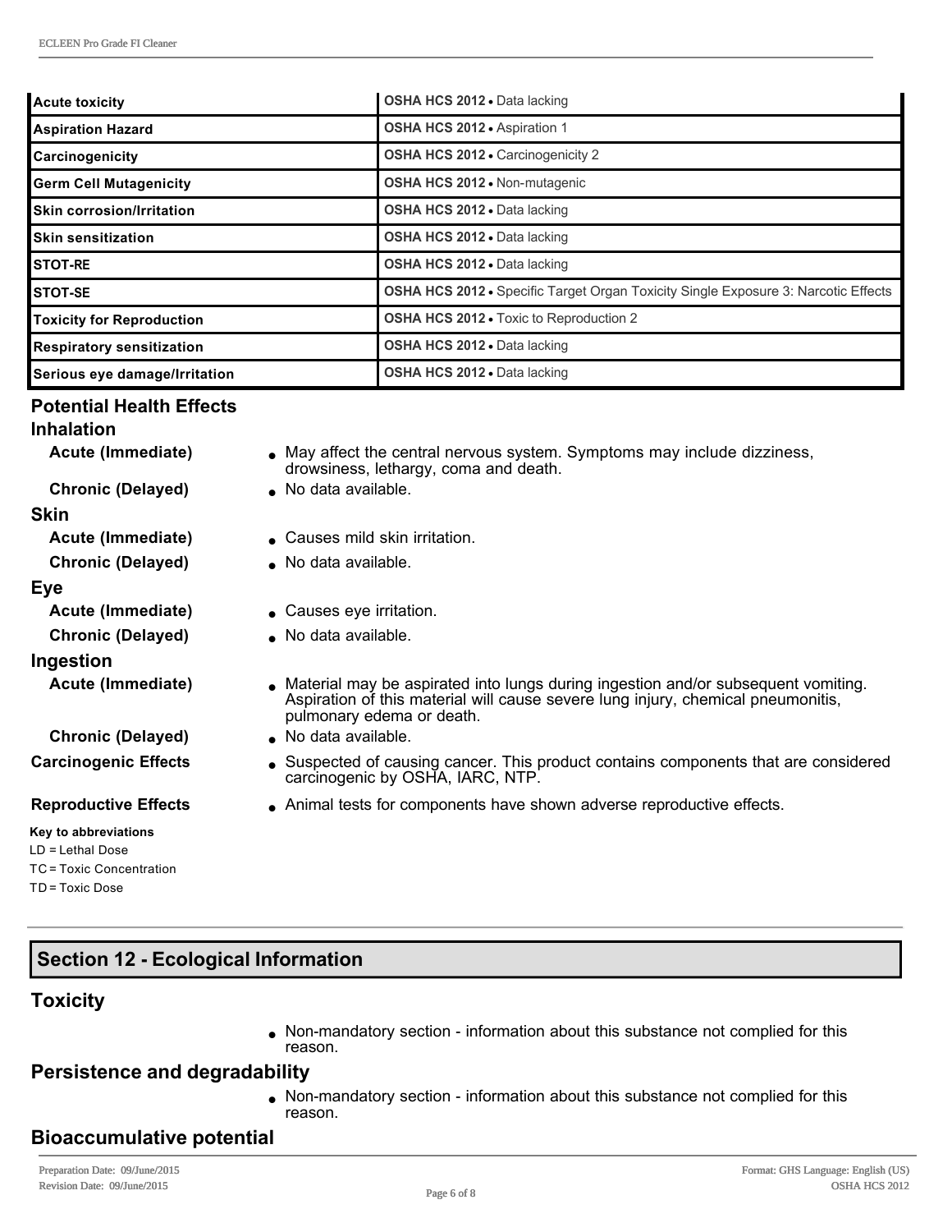| | |
|---|---|
| **Acute toxicity** | **OSHA HCS 2012** • Data lacking |
| **Aspiration Hazard** | **OSHA HCS 2012** • Aspiration 1 |
| **Carcinogenicity** | **OSHA HCS 2012** • Carcinogenicity 2 |
| **Germ Cell Mutagenicity** | **OSHA HCS 2012** • Non-mutagenic |
| **Skin corrosion/Irritation** | **OSHA HCS 2012** • Data lacking |
| **Skin sensitization** | **OSHA HCS 2012** • Data lacking |
| **STOT-RE** | **OSHA HCS 2012** • Data lacking |
| **STOT-SE** | **OSHA HCS 2012** • Specific Target Organ Toxicity Single Exposure 3: Narcotic Effects |
| **Toxicity for Reproduction** | **OSHA HCS 2012** • Toxic to Reproduction 2 |
| **Respiratory sensitization** | **OSHA HCS 2012** • Data lacking |
| **Serious eye damage/Irritation** | **OSHA HCS 2012** • Data lacking |

### Potential Health Effects

#### Inhalation

**Acute (Immediate)**
- May affect the central nervous system. Symptoms may include dizziness, drowsiness, lethargy, coma and death.

**Chronic (Delayed)**
- No data available.

#### Skin

**Acute (Immediate)**
- Causes mild skin irritation.

**Chronic (Delayed)**
- No data available.

#### Eye

**Acute (Immediate)**
- Causes eye irritation.

**Chronic (Delayed)**
- No data available.

#### Ingestion

**Acute (Immediate)**
- Material may be aspirated into lungs during ingestion and/or subsequent vomiting. Aspiration of this material will cause severe lung injury, chemical pneumonitis, pulmonary edema or death.

**Chronic (Delayed)**
- No data available.

**Carcinogenic Effects**
- Suspected of causing cancer. This product contains components that are considered carcinogenic by OSHA, IARC, NTP.

**Reproductive Effects**
- Animal tests for components have shown adverse reproductive effects.

**Key to abbreviations**

LD = Lethal Dose

TC = Toxic Concentration

TD = Toxic Dose

## Section 12 - Ecological Information

### Toxicity

- Non-mandatory section - information about this substance not complied for this reason.

### Persistence and degradability

- Non-mandatory section - information about this substance not complied for this reason.

### Bioaccumulative potential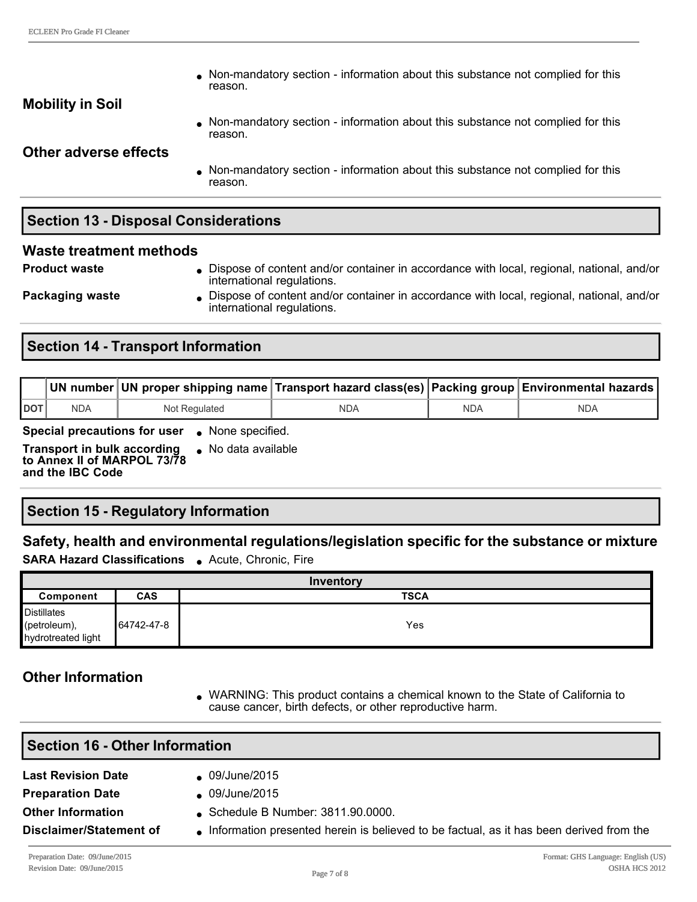- Non-mandatory section - information about this substance not complied for this reason.

### Mobility in Soil

- Non-mandatory section - information about this substance not complied for this reason.

### Other adverse effects

- Non-mandatory section - information about this substance not complied for this reason.

## Section 13 - Disposal Considerations

### Waste treatment methods

**Product waste**
- Dispose of content and/or container in accordance with local, regional, national, and/or international regulations.

**Packaging waste**
- Dispose of content and/or container in accordance with local, regional, national, and/or international regulations.

## Section 14 - Transport Information

| | UN number | UN proper shipping name | Transport hazard class(es) | Packing group | Environmental hazards |
|---|---|---|---|---|---|
| DOT | NDA | Not Regulated | NDA | NDA | NDA |

**Special precautions for user**
- None specified.

**Transport in bulk according to Annex II of MARPOL 73/78 and the IBC Code**
- No data available

## Section 15 - Regulatory Information

### Safety, health and environmental regulations/legislation specific for the substance or mixture

**SARA Hazard Classifications**
- Acute, Chronic, Fire

| Inventory | | |
|---|---|---|
| **Component** | **CAS** | **TSCA** |
| Distillates (petroleum), hydrotreated light | 64742-47-8 | Yes |

### Other Information

- WARNING: This product contains a chemical known to the State of California to cause cancer, birth defects, or other reproductive harm.

## Section 16 - Other Information

**Last Revision Date**
- 09/June/2015

**Preparation Date**
- 09/June/2015

**Other Information**
- Schedule B Number: 3811.90.0000.

**Disclaimer/Statement of**
- Information presented herein is believed to be factual, as it has been derived from the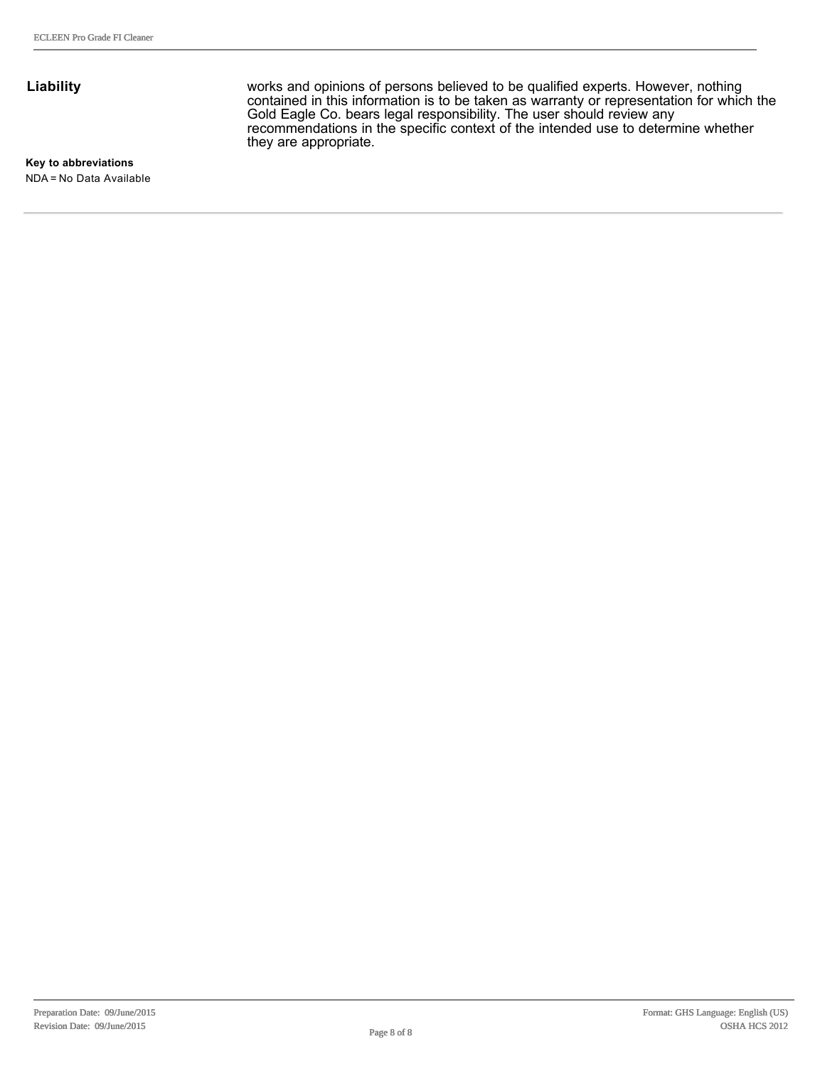| | |
|---|---|
| **Liability** | works and opinions of persons believed to be qualified experts. However, nothing contained in this information is to be taken as warranty or representation for which the Gold Eagle Co. bears legal responsibility. The user should review any recommendations in the specific context of the intended use to determine whether they are appropriate. |

**Key to abbreviations**

NDA = No Data Available